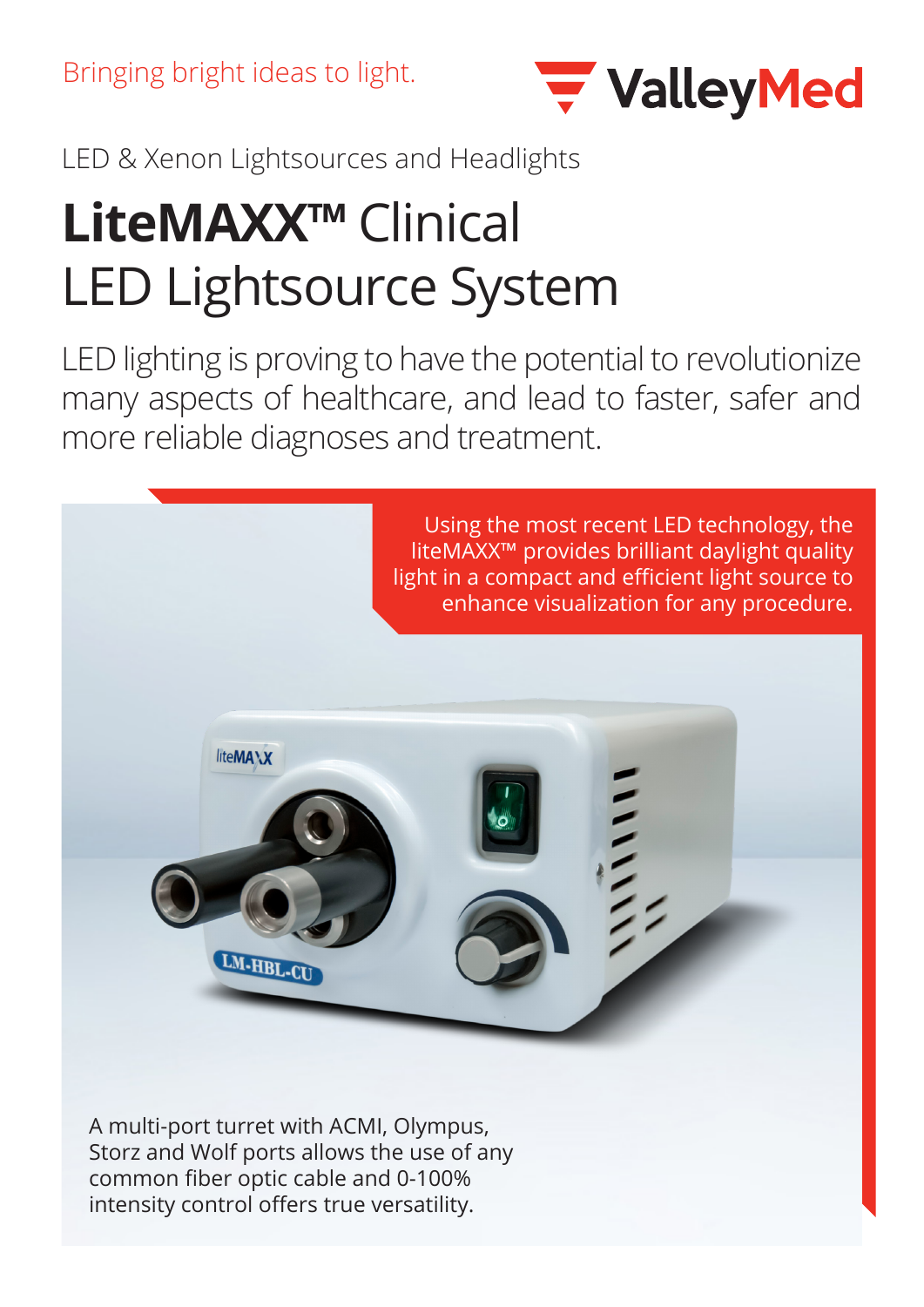Bringing bright ideas to light.

ValleyMed

LED & Xenon Lightsources and Headlights

# LiteMAXX™ Clinical LED Lightsource System

LED lighting is proving to have the potential to revolutionize many aspects of healthcare, and lead to faster, safer and more reliable diagnoses and treatment.

Using the most recent LED technology, the liteMAXX™ provides brilliant daylight quality light in a compact and efficient light source to enhance visualization for any procedure.

A multi-port turret with ACMI, Olympus, Storz and Wolf ports allows the use of any common fiber optic cable and 0-100% intensity control offers true versatility.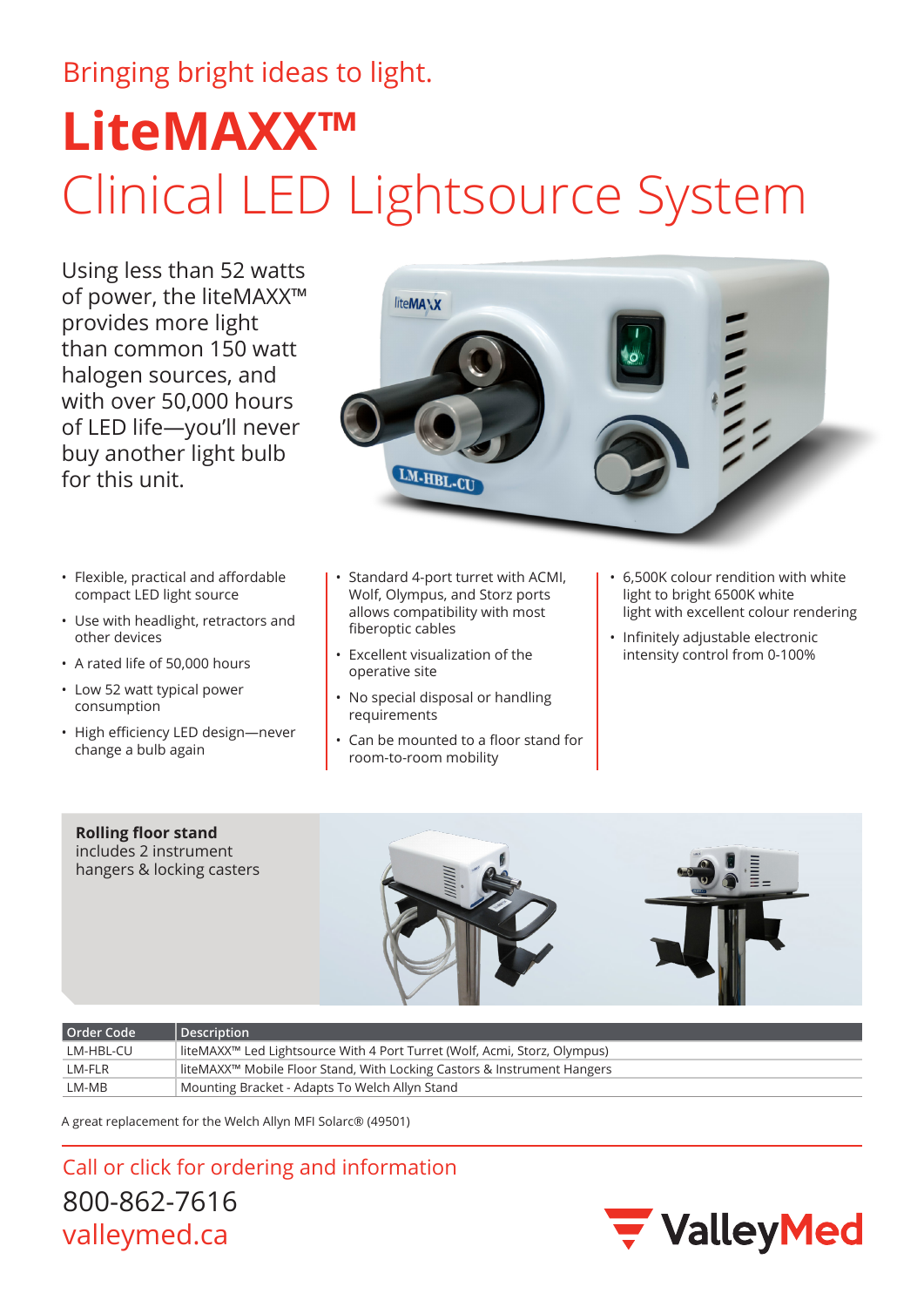Bringing bright ideas to light.

# LiteMAXX™

## Clinical LED Lightsource System

Using less than 52 watts of power, the liteMAXX™ provides more light than common 150 watt halogen sources, and with over 50,000 hours of LED life—you'll never buy another light bulb for this unit.

- Flexible, practical and affordable compact LED light source
- Use with headlight, retractors and other devices
- A rated life of 50,000 hours
- Low 52 watt typical power consumption
- High efficiency LED design—never change a bulb again
- Standard 4-port turret with ACMI, Wolf, Olympus, and Storz ports allows compatibility with most fiberoptic cables
- Excellent visualization of the operative site
- No special disposal or handling requirements
- Can be mounted to a floor stand for room-to-room mobility
- 6,500K colour rendition with white light to bright 6500K white light with excellent colour rendering
- Infinitely adjustable electronic intensity control from 0-100%

**Rolling floor stand**
includes 2 instrument hangers & locking casters

| Order Code | Description |
|---|---|
| LM-HBL-CU | liteMAXX™ Led Lightsource With 4 Port Turret (Wolf, Acmi, Storz, Olympus) |
| LM-FLR | liteMAXX™ Mobile Floor Stand, With Locking Castors & Instrument Hangers |
| LM-MB | Mounting Bracket - Adapts To Welch Allyn Stand |

A great replacement for the Welch Allyn MFI Solarc® (49501)

Call or click for ordering and information

800-862-7616

valleymed.ca

ValleyMed